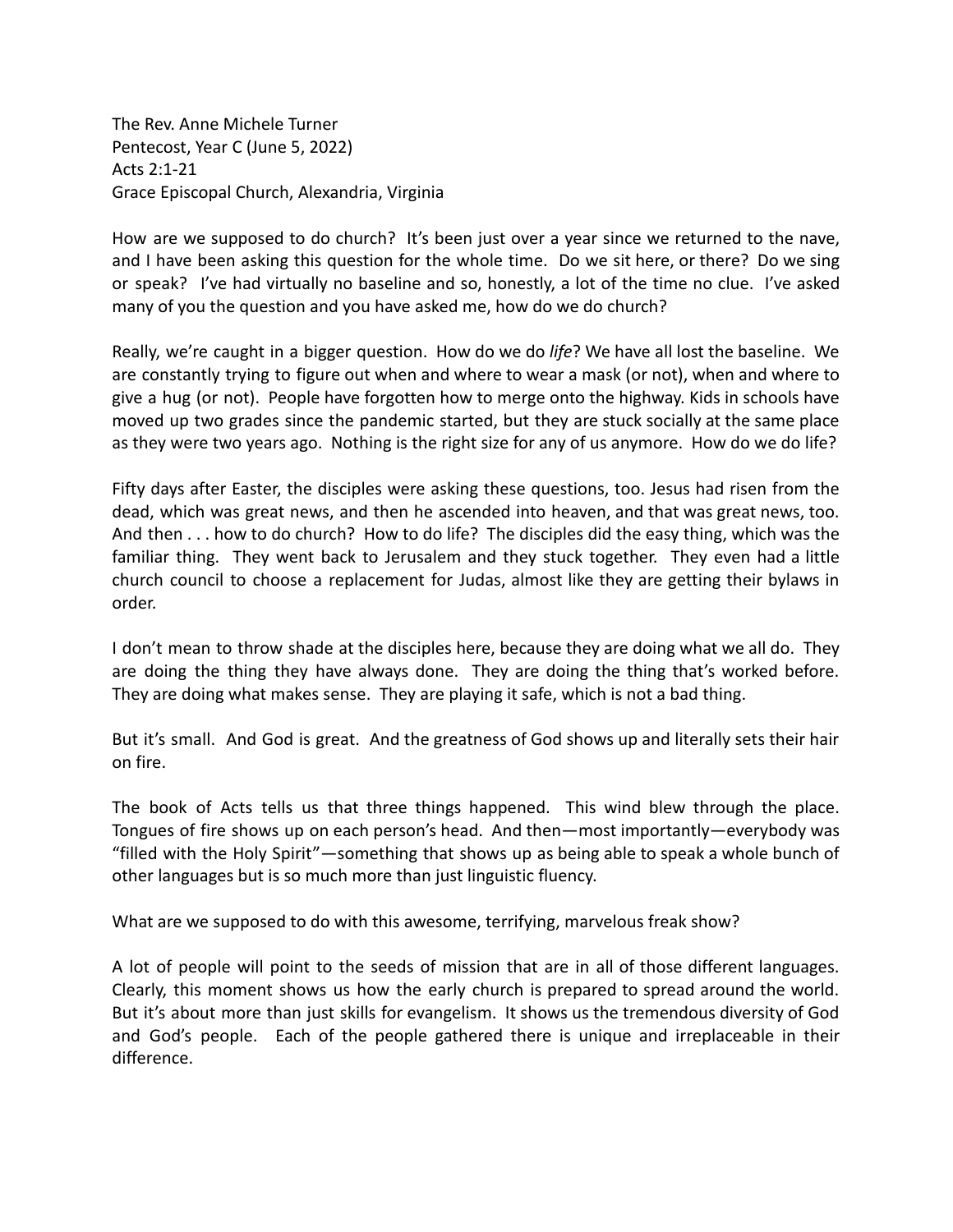The Rev. Anne Michele Turner
Pentecost, Year C (June 5, 2022)
Acts 2:1-21
Grace Episcopal Church, Alexandria, Virginia

How are we supposed to do church? It's been just over a year since we returned to the nave, and I have been asking this question for the whole time. Do we sit here, or there? Do we sing or speak? I've had virtually no baseline and so, honestly, a lot of the time no clue. I've asked many of you the question and you have asked me, how do we do church?

Really, we're caught in a bigger question. How do we do *life*? We have all lost the baseline. We are constantly trying to figure out when and where to wear a mask (or not), when and where to give a hug (or not). People have forgotten how to merge onto the highway. Kids in schools have moved up two grades since the pandemic started, but they are stuck socially at the same place as they were two years ago. Nothing is the right size for any of us anymore. How do we do life?

Fifty days after Easter, the disciples were asking these questions, too. Jesus had risen from the dead, which was great news, and then he ascended into heaven, and that was great news, too. And then . . . how to do church? How to do life? The disciples did the easy thing, which was the familiar thing. They went back to Jerusalem and they stuck together. They even had a little church council to choose a replacement for Judas, almost like they are getting their bylaws in order.

I don't mean to throw shade at the disciples here, because they are doing what we all do. They are doing the thing they have always done. They are doing the thing that's worked before. They are doing what makes sense. They are playing it safe, which is not a bad thing.

But it's small. And God is great. And the greatness of God shows up and literally sets their hair on fire.

The book of Acts tells us that three things happened. This wind blew through the place. Tongues of fire shows up on each person's head. And then—most importantly—everybody was "filled with the Holy Spirit"—something that shows up as being able to speak a whole bunch of other languages but is so much more than just linguistic fluency.

What are we supposed to do with this awesome, terrifying, marvelous freak show?

A lot of people will point to the seeds of mission that are in all of those different languages. Clearly, this moment shows us how the early church is prepared to spread around the world. But it's about more than just skills for evangelism. It shows us the tremendous diversity of God and God's people. Each of the people gathered there is unique and irreplaceable in their difference.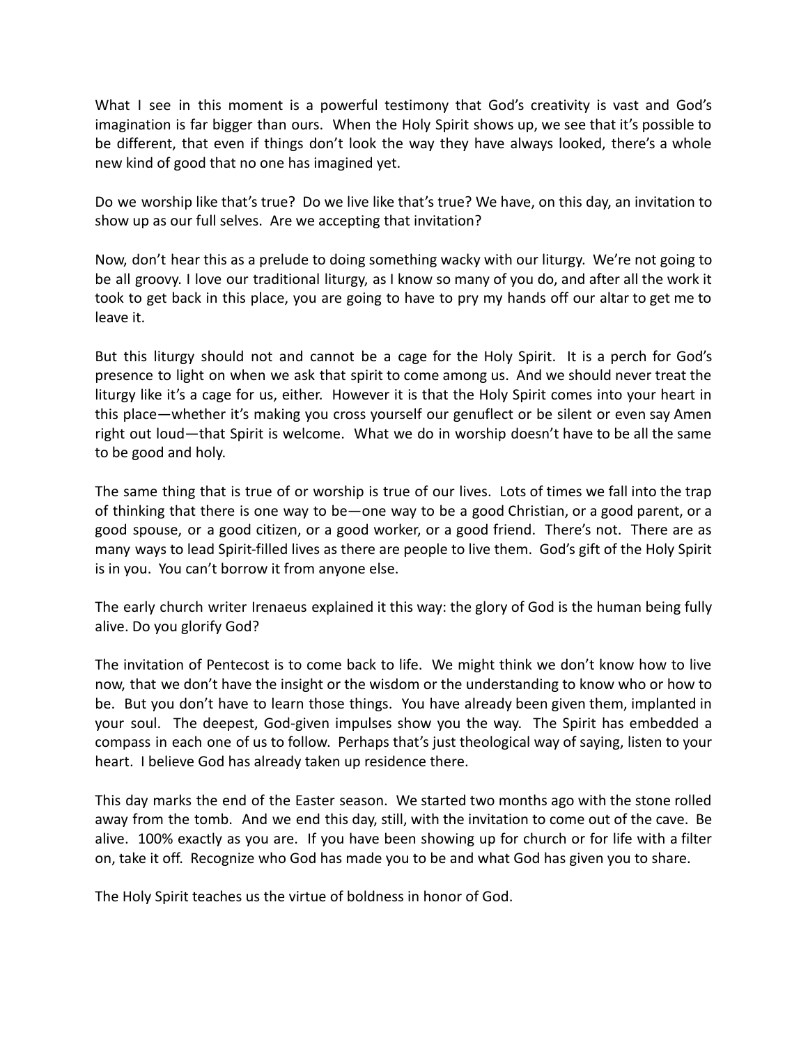What I see in this moment is a powerful testimony that God's creativity is vast and God's imagination is far bigger than ours. When the Holy Spirit shows up, we see that it's possible to be different, that even if things don't look the way they have always looked, there's a whole new kind of good that no one has imagined yet.

Do we worship like that's true? Do we live like that's true? We have, on this day, an invitation to show up as our full selves. Are we accepting that invitation?

Now, don't hear this as a prelude to doing something wacky with our liturgy. We're not going to be all groovy. I love our traditional liturgy, as I know so many of you do, and after all the work it took to get back in this place, you are going to have to pry my hands off our altar to get me to leave it.

But this liturgy should not and cannot be a cage for the Holy Spirit. It is a perch for God's presence to light on when we ask that spirit to come among us. And we should never treat the liturgy like it's a cage for us, either. However it is that the Holy Spirit comes into your heart in this place—whether it's making you cross yourself our genuflect or be silent or even say Amen right out loud—that Spirit is welcome. What we do in worship doesn't have to be all the same to be good and holy.

The same thing that is true of or worship is true of our lives. Lots of times we fall into the trap of thinking that there is one way to be—one way to be a good Christian, or a good parent, or a good spouse, or a good citizen, or a good worker, or a good friend. There's not. There are as many ways to lead Spirit-filled lives as there are people to live them. God's gift of the Holy Spirit is in you. You can't borrow it from anyone else.

The early church writer Irenaeus explained it this way: the glory of God is the human being fully alive. Do you glorify God?

The invitation of Pentecost is to come back to life. We might think we don't know how to live now, that we don't have the insight or the wisdom or the understanding to know who or how to be. But you don't have to learn those things. You have already been given them, implanted in your soul. The deepest, God-given impulses show you the way. The Spirit has embedded a compass in each one of us to follow. Perhaps that's just theological way of saying, listen to your heart. I believe God has already taken up residence there.

This day marks the end of the Easter season. We started two months ago with the stone rolled away from the tomb. And we end this day, still, with the invitation to come out of the cave. Be alive. 100% exactly as you are. If you have been showing up for church or for life with a filter on, take it off. Recognize who God has made you to be and what God has given you to share.

The Holy Spirit teaches us the virtue of boldness in honor of God.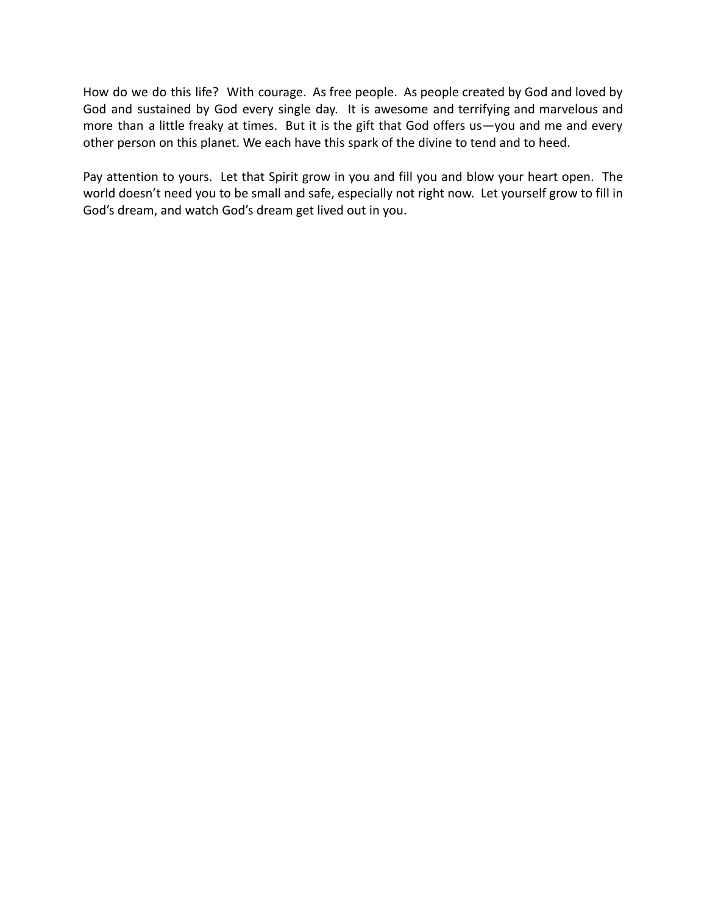How do we do this life? With courage. As free people. As people created by God and loved by God and sustained by God every single day. It is awesome and terrifying and marvelous and more than a little freaky at times. But it is the gift that God offers us—you and me and every other person on this planet. We each have this spark of the divine to tend and to heed.

Pay attention to yours. Let that Spirit grow in you and fill you and blow your heart open. The world doesn't need you to be small and safe, especially not right now. Let yourself grow to fill in God's dream, and watch God's dream get lived out in you.